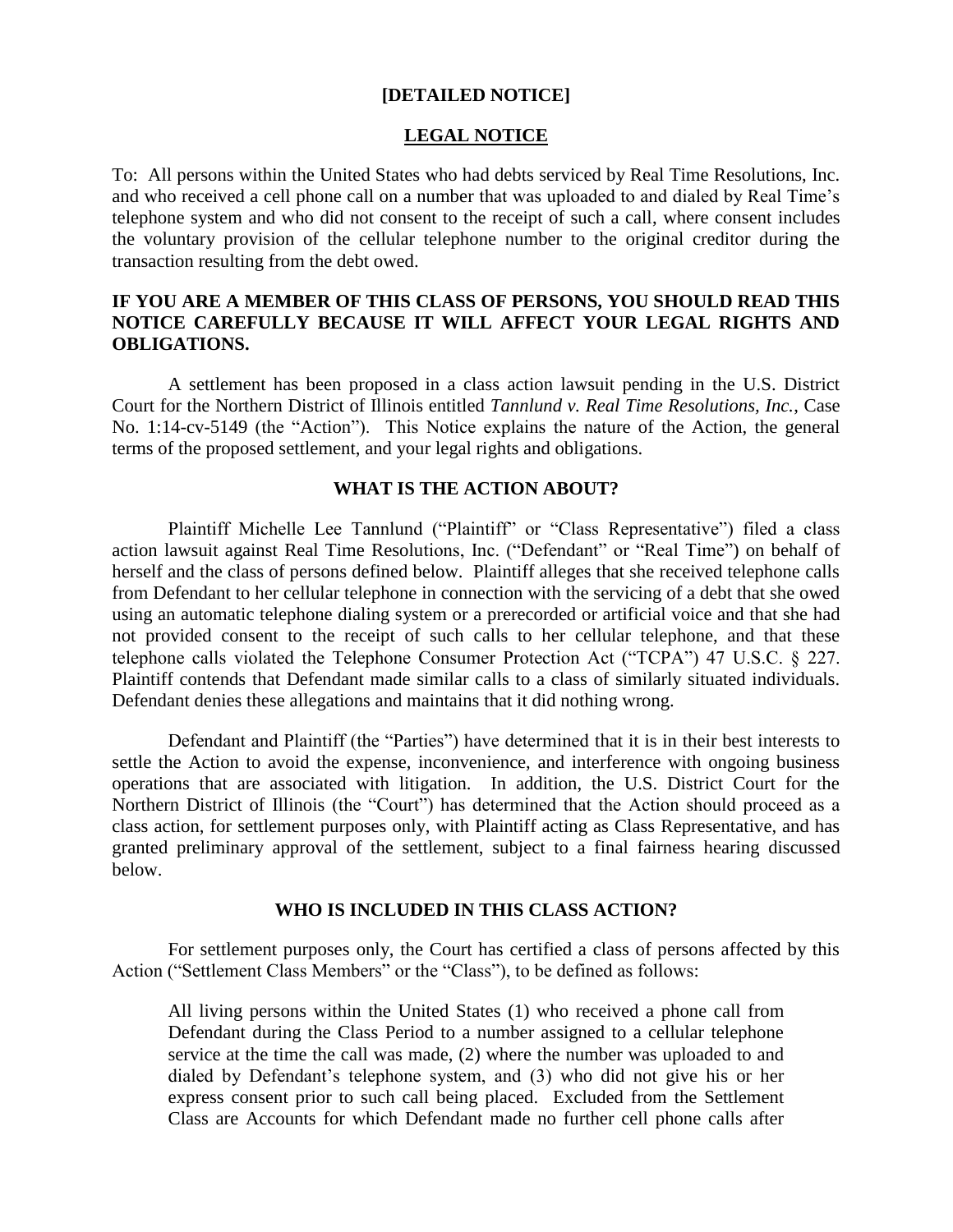**[DETAILED NOTICE]**

**LEGAL NOTICE**

To: All persons within the United States who had debts serviced by Real Time Resolutions, Inc. and who received a cell phone call on a number that was uploaded to and dialed by Real Time's telephone system and who did not consent to the receipt of such a call, where consent includes the voluntary provision of the cellular telephone number to the original creditor during the transaction resulting from the debt owed.

**IF YOU ARE A MEMBER OF THIS CLASS OF PERSONS, YOU SHOULD READ THIS NOTICE CAREFULLY BECAUSE IT WILL AFFECT YOUR LEGAL RIGHTS AND OBLIGATIONS.**

A settlement has been proposed in a class action lawsuit pending in the U.S. District Court for the Northern District of Illinois entitled *Tannlund v. Real Time Resolutions, Inc.*, Case No. 1:14-cv-5149 (the "Action"). This Notice explains the nature of the Action, the general terms of the proposed settlement, and your legal rights and obligations.

**WHAT IS THE ACTION ABOUT?**

Plaintiff Michelle Lee Tannlund ("Plaintiff" or "Class Representative") filed a class action lawsuit against Real Time Resolutions, Inc. ("Defendant" or "Real Time") on behalf of herself and the class of persons defined below. Plaintiff alleges that she received telephone calls from Defendant to her cellular telephone in connection with the servicing of a debt that she owed using an automatic telephone dialing system or a prerecorded or artificial voice and that she had not provided consent to the receipt of such calls to her cellular telephone, and that these telephone calls violated the Telephone Consumer Protection Act ("TCPA") 47 U.S.C. § 227. Plaintiff contends that Defendant made similar calls to a class of similarly situated individuals. Defendant denies these allegations and maintains that it did nothing wrong.

Defendant and Plaintiff (the "Parties") have determined that it is in their best interests to settle the Action to avoid the expense, inconvenience, and interference with ongoing business operations that are associated with litigation. In addition, the U.S. District Court for the Northern District of Illinois (the "Court") has determined that the Action should proceed as a class action, for settlement purposes only, with Plaintiff acting as Class Representative, and has granted preliminary approval of the settlement, subject to a final fairness hearing discussed below.

**WHO IS INCLUDED IN THIS CLASS ACTION?**

For settlement purposes only, the Court has certified a class of persons affected by this Action ("Settlement Class Members" or the "Class"), to be defined as follows:

> All living persons within the United States (1) who received a phone call from Defendant during the Class Period to a number assigned to a cellular telephone service at the time the call was made, (2) where the number was uploaded to and dialed by Defendant's telephone system, and (3) who did not give his or her express consent prior to such call being placed. Excluded from the Settlement Class are Accounts for which Defendant made no further cell phone calls after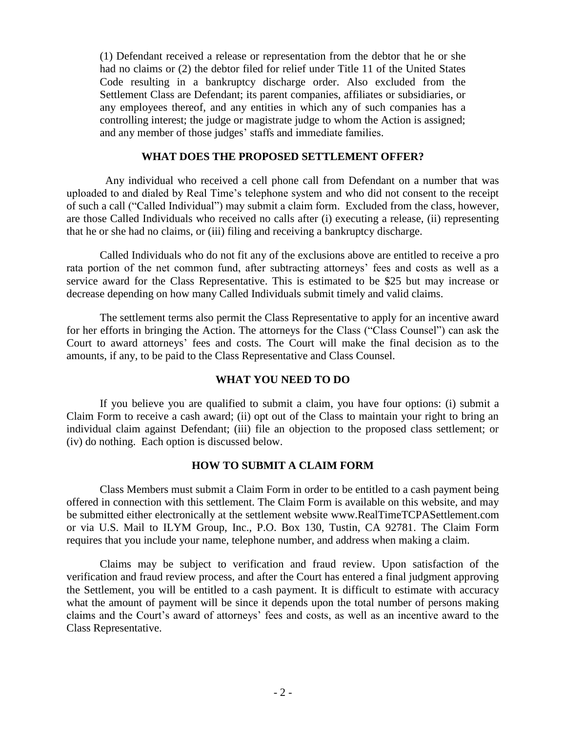(1) Defendant received a release or representation from the debtor that he or she had no claims or (2) the debtor filed for relief under Title 11 of the United States Code resulting in a bankruptcy discharge order. Also excluded from the Settlement Class are Defendant; its parent companies, affiliates or subsidiaries, or any employees thereof, and any entities in which any of such companies has a controlling interest; the judge or magistrate judge to whom the Action is assigned; and any member of those judges' staffs and immediate families.

## WHAT DOES THE PROPOSED SETTLEMENT OFFER?

Any individual who received a cell phone call from Defendant on a number that was uploaded to and dialed by Real Time's telephone system and who did not consent to the receipt of such a call ("Called Individual") may submit a claim form. Excluded from the class, however, are those Called Individuals who received no calls after (i) executing a release, (ii) representing that he or she had no claims, or (iii) filing and receiving a bankruptcy discharge.

Called Individuals who do not fit any of the exclusions above are entitled to receive a pro rata portion of the net common fund, after subtracting attorneys' fees and costs as well as a service award for the Class Representative. This is estimated to be $25 but may increase or decrease depending on how many Called Individuals submit timely and valid claims.

The settlement terms also permit the Class Representative to apply for an incentive award for her efforts in bringing the Action. The attorneys for the Class ("Class Counsel") can ask the Court to award attorneys' fees and costs. The Court will make the final decision as to the amounts, if any, to be paid to the Class Representative and Class Counsel.

## WHAT YOU NEED TO DO

If you believe you are qualified to submit a claim, you have four options: (i) submit a Claim Form to receive a cash award; (ii) opt out of the Class to maintain your right to bring an individual claim against Defendant; (iii) file an objection to the proposed class settlement; or (iv) do nothing. Each option is discussed below.

## HOW TO SUBMIT A CLAIM FORM

Class Members must submit a Claim Form in order to be entitled to a cash payment being offered in connection with this settlement. The Claim Form is available on this website, and may be submitted either electronically at the settlement website www.RealTimeTCPASettlement.com or via U.S. Mail to ILYM Group, Inc., P.O. Box 130, Tustin, CA 92781. The Claim Form requires that you include your name, telephone number, and address when making a claim.

Claims may be subject to verification and fraud review. Upon satisfaction of the verification and fraud review process, and after the Court has entered a final judgment approving the Settlement, you will be entitled to a cash payment. It is difficult to estimate with accuracy what the amount of payment will be since it depends upon the total number of persons making claims and the Court's award of attorneys' fees and costs, as well as an incentive award to the Class Representative.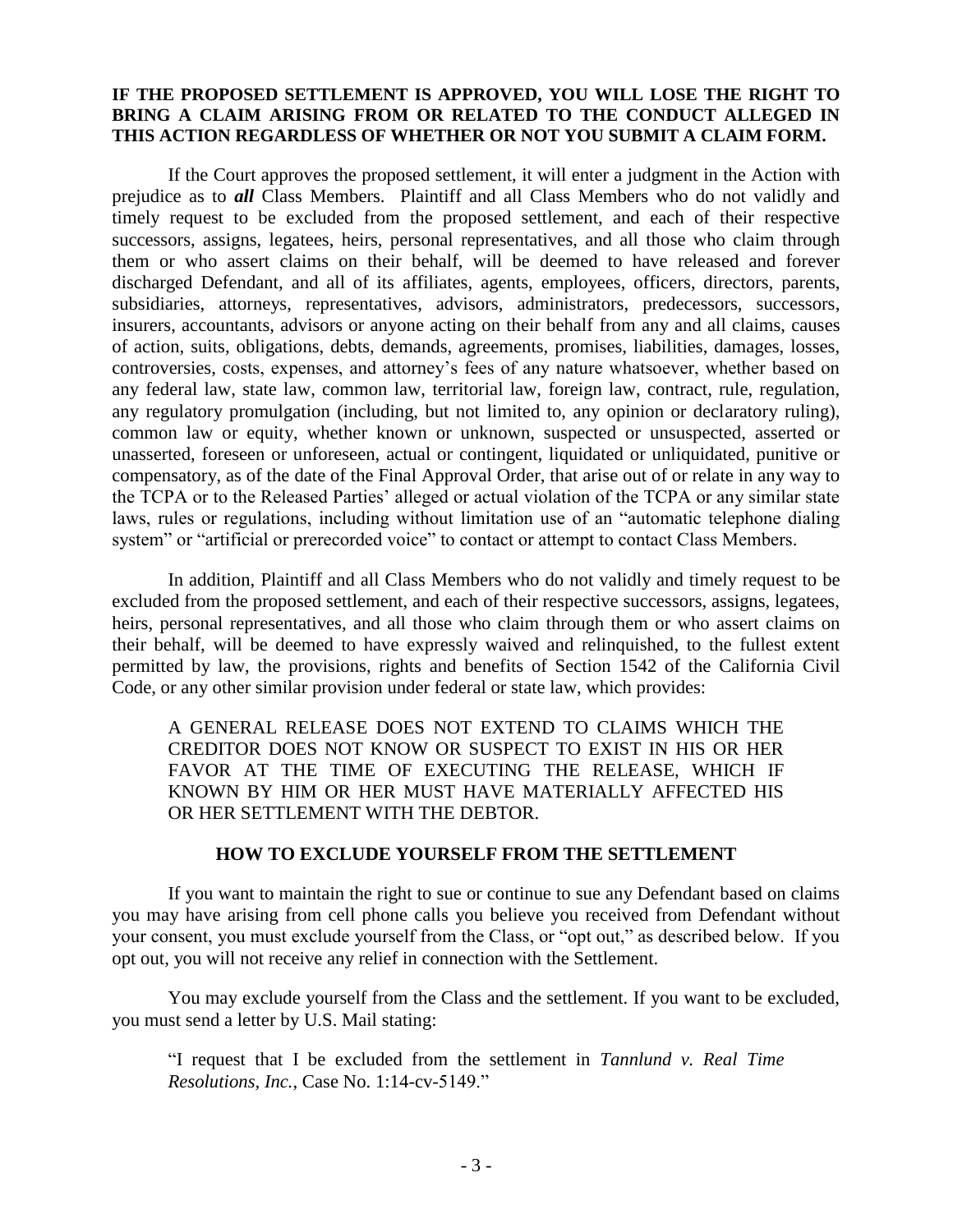**IF THE PROPOSED SETTLEMENT IS APPROVED, YOU WILL LOSE THE RIGHT TO BRING A CLAIM ARISING FROM OR RELATED TO THE CONDUCT ALLEGED IN THIS ACTION REGARDLESS OF WHETHER OR NOT YOU SUBMIT A CLAIM FORM.**

If the Court approves the proposed settlement, it will enter a judgment in the Action with prejudice as to ***all*** Class Members. Plaintiff and all Class Members who do not validly and timely request to be excluded from the proposed settlement, and each of their respective successors, assigns, legatees, heirs, personal representatives, and all those who claim through them or who assert claims on their behalf, will be deemed to have released and forever discharged Defendant, and all of its affiliates, agents, employees, officers, directors, parents, subsidiaries, attorneys, representatives, advisors, administrators, predecessors, successors, insurers, accountants, advisors or anyone acting on their behalf from any and all claims, causes of action, suits, obligations, debts, demands, agreements, promises, liabilities, damages, losses, controversies, costs, expenses, and attorney's fees of any nature whatsoever, whether based on any federal law, state law, common law, territorial law, foreign law, contract, rule, regulation, any regulatory promulgation (including, but not limited to, any opinion or declaratory ruling), common law or equity, whether known or unknown, suspected or unsuspected, asserted or unasserted, foreseen or unforeseen, actual or contingent, liquidated or unliquidated, punitive or compensatory, as of the date of the Final Approval Order, that arise out of or relate in any way to the TCPA or to the Released Parties' alleged or actual violation of the TCPA or any similar state laws, rules or regulations, including without limitation use of an "automatic telephone dialing system" or "artificial or prerecorded voice" to contact or attempt to contact Class Members.

In addition, Plaintiff and all Class Members who do not validly and timely request to be excluded from the proposed settlement, and each of their respective successors, assigns, legatees, heirs, personal representatives, and all those who claim through them or who assert claims on their behalf, will be deemed to have expressly waived and relinquished, to the fullest extent permitted by law, the provisions, rights and benefits of Section 1542 of the California Civil Code, or any other similar provision under federal or state law, which provides:

> A GENERAL RELEASE DOES NOT EXTEND TO CLAIMS WHICH THE CREDITOR DOES NOT KNOW OR SUSPECT TO EXIST IN HIS OR HER FAVOR AT THE TIME OF EXECUTING THE RELEASE, WHICH IF KNOWN BY HIM OR HER MUST HAVE MATERIALLY AFFECTED HIS OR HER SETTLEMENT WITH THE DEBTOR.

**HOW TO EXCLUDE YOURSELF FROM THE SETTLEMENT**

If you want to maintain the right to sue or continue to sue any Defendant based on claims you may have arising from cell phone calls you believe you received from Defendant without your consent, you must exclude yourself from the Class, or "opt out," as described below. If you opt out, you will not receive any relief in connection with the Settlement.

You may exclude yourself from the Class and the settlement. If you want to be excluded, you must send a letter by U.S. Mail stating:

> "I request that I be excluded from the settlement in *Tannlund v. Real Time Resolutions, Inc.*, Case No. 1:14-cv-5149."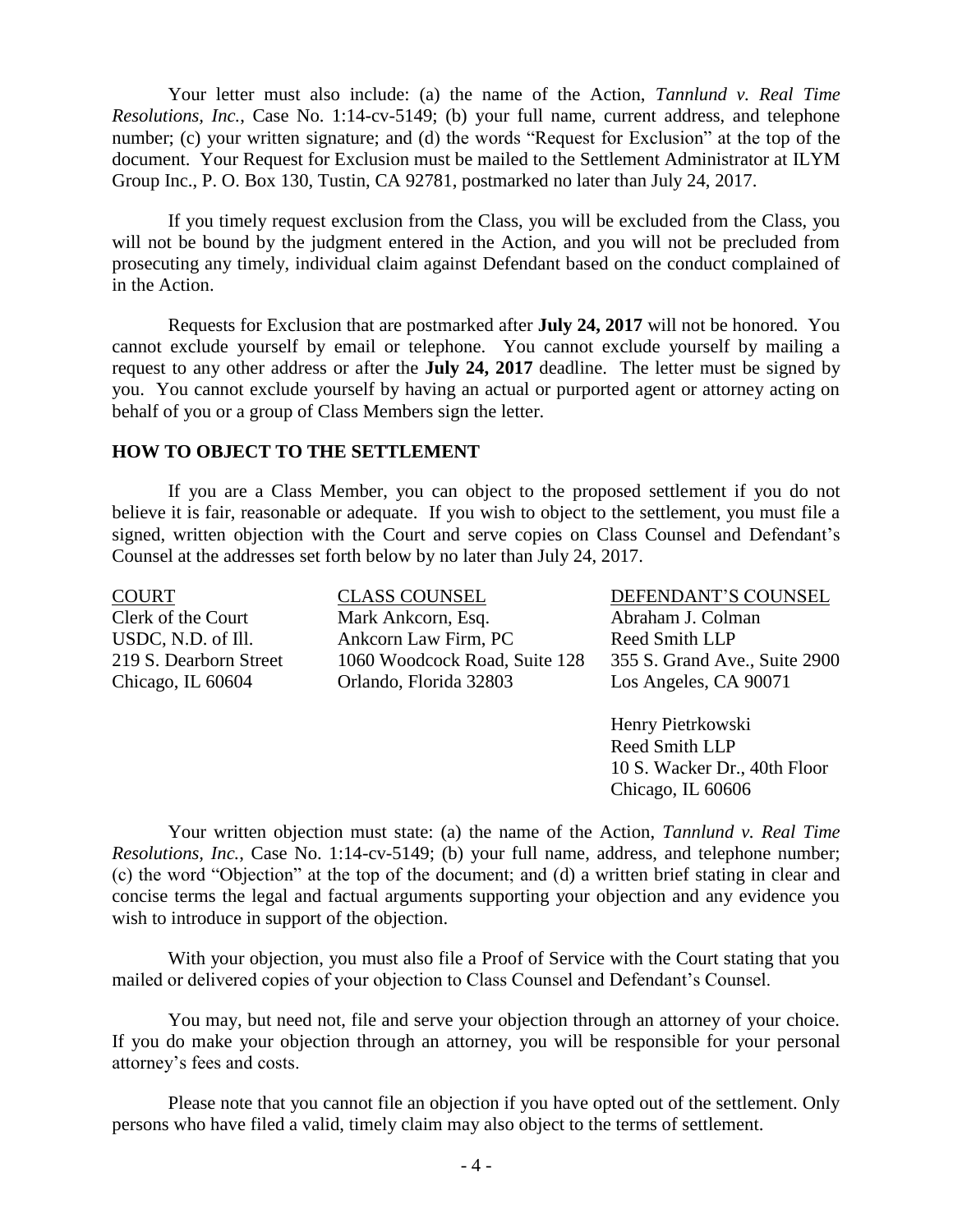Your letter must also include: (a) the name of the Action, *Tannlund v. Real Time Resolutions, Inc.*, Case No. 1:14-cv-5149; (b) your full name, current address, and telephone number; (c) your written signature; and (d) the words "Request for Exclusion" at the top of the document. Your Request for Exclusion must be mailed to the Settlement Administrator at ILYM Group Inc., P. O. Box 130, Tustin, CA 92781, postmarked no later than July 24, 2017.

If you timely request exclusion from the Class, you will be excluded from the Class, you will not be bound by the judgment entered in the Action, and you will not be precluded from prosecuting any timely, individual claim against Defendant based on the conduct complained of in the Action.

Requests for Exclusion that are postmarked after **July 24, 2017** will not be honored. You cannot exclude yourself by email or telephone. You cannot exclude yourself by mailing a request to any other address or after the **July 24, 2017** deadline. The letter must be signed by you. You cannot exclude yourself by having an actual or purported agent or attorney acting on behalf of you or a group of Class Members sign the letter.

## HOW TO OBJECT TO THE SETTLEMENT

If you are a Class Member, you can object to the proposed settlement if you do not believe it is fair, reasonable or adequate. If you wish to object to the settlement, you must file a signed, written objection with the Court and serve copies on Class Counsel and Defendant's Counsel at the addresses set forth below by no later than July 24, 2017.

| COURT | CLASS COUNSEL | DEFENDANT'S COUNSEL |
|---|---|---|
| Clerk of the Court<br>USDC, N.D. of Ill.<br>219 S. Dearborn Street<br>Chicago, IL 60604 | Mark Ankcorn, Esq.<br>Ankcorn Law Firm, PC<br>1060 Woodcock Road, Suite 128<br>Orlando, Florida 32803 | Abraham J. Colman<br>Reed Smith LLP<br>355 S. Grand Ave., Suite 2900<br>Los Angeles, CA 90071 |
| | | Henry Pietrkowski<br>Reed Smith LLP<br>10 S. Wacker Dr., 40th Floor<br>Chicago, IL 60606 |

Your written objection must state: (a) the name of the Action, *Tannlund v. Real Time Resolutions, Inc.*, Case No. 1:14-cv-5149; (b) your full name, address, and telephone number; (c) the word "Objection" at the top of the document; and (d) a written brief stating in clear and concise terms the legal and factual arguments supporting your objection and any evidence you wish to introduce in support of the objection.

With your objection, you must also file a Proof of Service with the Court stating that you mailed or delivered copies of your objection to Class Counsel and Defendant's Counsel.

You may, but need not, file and serve your objection through an attorney of your choice. If you do make your objection through an attorney, you will be responsible for your personal attorney's fees and costs.

Please note that you cannot file an objection if you have opted out of the settlement. Only persons who have filed a valid, timely claim may also object to the terms of settlement.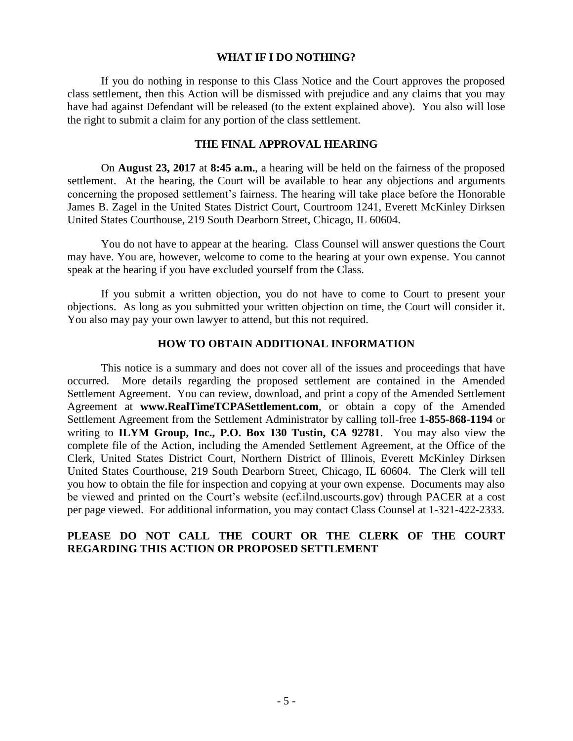## WHAT IF I DO NOTHING?

If you do nothing in response to this Class Notice and the Court approves the proposed class settlement, then this Action will be dismissed with prejudice and any claims that you may have had against Defendant will be released (to the extent explained above). You also will lose the right to submit a claim for any portion of the class settlement.

## THE FINAL APPROVAL HEARING

On **August 23, 2017** at **8:45 a.m.**, a hearing will be held on the fairness of the proposed settlement. At the hearing, the Court will be available to hear any objections and arguments concerning the proposed settlement's fairness. The hearing will take place before the Honorable James B. Zagel in the United States District Court, Courtroom 1241, Everett McKinley Dirksen United States Courthouse, 219 South Dearborn Street, Chicago, IL 60604.

You do not have to appear at the hearing. Class Counsel will answer questions the Court may have. You are, however, welcome to come to the hearing at your own expense. You cannot speak at the hearing if you have excluded yourself from the Class.

If you submit a written objection, you do not have to come to Court to present your objections. As long as you submitted your written objection on time, the Court will consider it. You also may pay your own lawyer to attend, but this not required.

## HOW TO OBTAIN ADDITIONAL INFORMATION

This notice is a summary and does not cover all of the issues and proceedings that have occurred. More details regarding the proposed settlement are contained in the Amended Settlement Agreement. You can review, download, and print a copy of the Amended Settlement Agreement at **www.RealTimeTCPASettlement.com**, or obtain a copy of the Amended Settlement Agreement from the Settlement Administrator by calling toll-free **1-855-868-1194** or writing to **ILYM Group, Inc., P.O. Box 130 Tustin, CA 92781**. You may also view the complete file of the Action, including the Amended Settlement Agreement, at the Office of the Clerk, United States District Court, Northern District of Illinois, Everett McKinley Dirksen United States Courthouse, 219 South Dearborn Street, Chicago, IL 60604. The Clerk will tell you how to obtain the file for inspection and copying at your own expense. Documents may also be viewed and printed on the Court's website (ecf.ilnd.uscourts.gov) through PACER at a cost per page viewed. For additional information, you may contact Class Counsel at 1-321-422-2333.

**PLEASE DO NOT CALL THE COURT OR THE CLERK OF THE COURT REGARDING THIS ACTION OR PROPOSED SETTLEMENT**